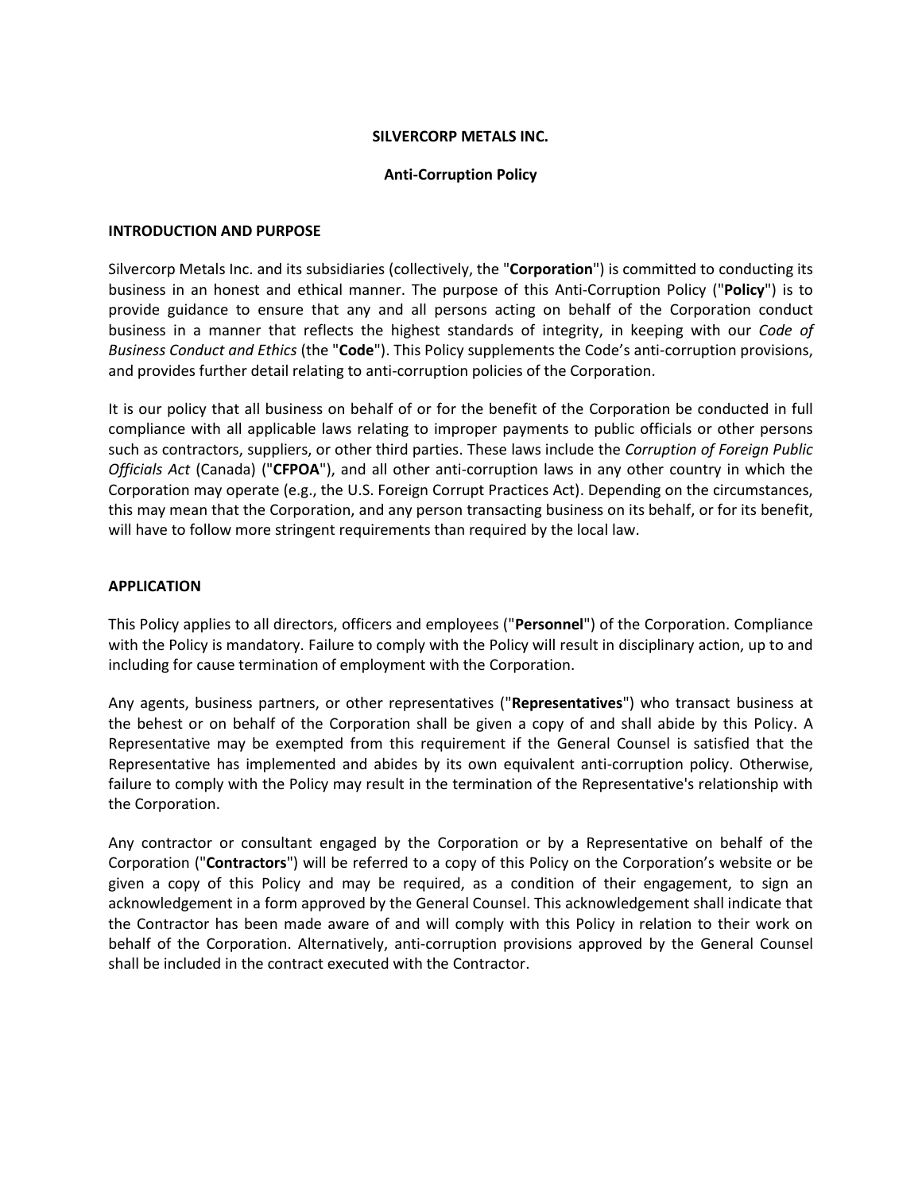# SILVERCORP METALS INC.

## Anti-Corruption Policy

### INTRODUCTION AND PURPOSE

Silvercorp Metals Inc. and its subsidiaries (collectively, the "**Corporation**") is committed to conducting its business in an honest and ethical manner. The purpose of this Anti-Corruption Policy ("**Policy**") is to provide guidance to ensure that any and all persons acting on behalf of the Corporation conduct business in a manner that reflects the highest standards of integrity, in keeping with our *Code of Business Conduct and Ethics* (the "**Code**"). This Policy supplements the Code's anti-corruption provisions, and provides further detail relating to anti-corruption policies of the Corporation.

It is our policy that all business on behalf of or for the benefit of the Corporation be conducted in full compliance with all applicable laws relating to improper payments to public officials or other persons such as contractors, suppliers, or other third parties. These laws include the *Corruption of Foreign Public Officials Act* (Canada) ("**CFPOA**"), and all other anti-corruption laws in any other country in which the Corporation may operate (e.g., the U.S. Foreign Corrupt Practices Act). Depending on the circumstances, this may mean that the Corporation, and any person transacting business on its behalf, or for its benefit, will have to follow more stringent requirements than required by the local law.

### APPLICATION

This Policy applies to all directors, officers and employees ("**Personnel**") of the Corporation. Compliance with the Policy is mandatory. Failure to comply with the Policy will result in disciplinary action, up to and including for cause termination of employment with the Corporation.

Any agents, business partners, or other representatives ("**Representatives**") who transact business at the behest or on behalf of the Corporation shall be given a copy of and shall abide by this Policy. A Representative may be exempted from this requirement if the General Counsel is satisfied that the Representative has implemented and abides by its own equivalent anti-corruption policy. Otherwise, failure to comply with the Policy may result in the termination of the Representative's relationship with the Corporation.

Any contractor or consultant engaged by the Corporation or by a Representative on behalf of the Corporation ("**Contractors**") will be referred to a copy of this Policy on the Corporation's website or be given a copy of this Policy and may be required, as a condition of their engagement, to sign an acknowledgement in a form approved by the General Counsel. This acknowledgement shall indicate that the Contractor has been made aware of and will comply with this Policy in relation to their work on behalf of the Corporation. Alternatively, anti-corruption provisions approved by the General Counsel shall be included in the contract executed with the Contractor.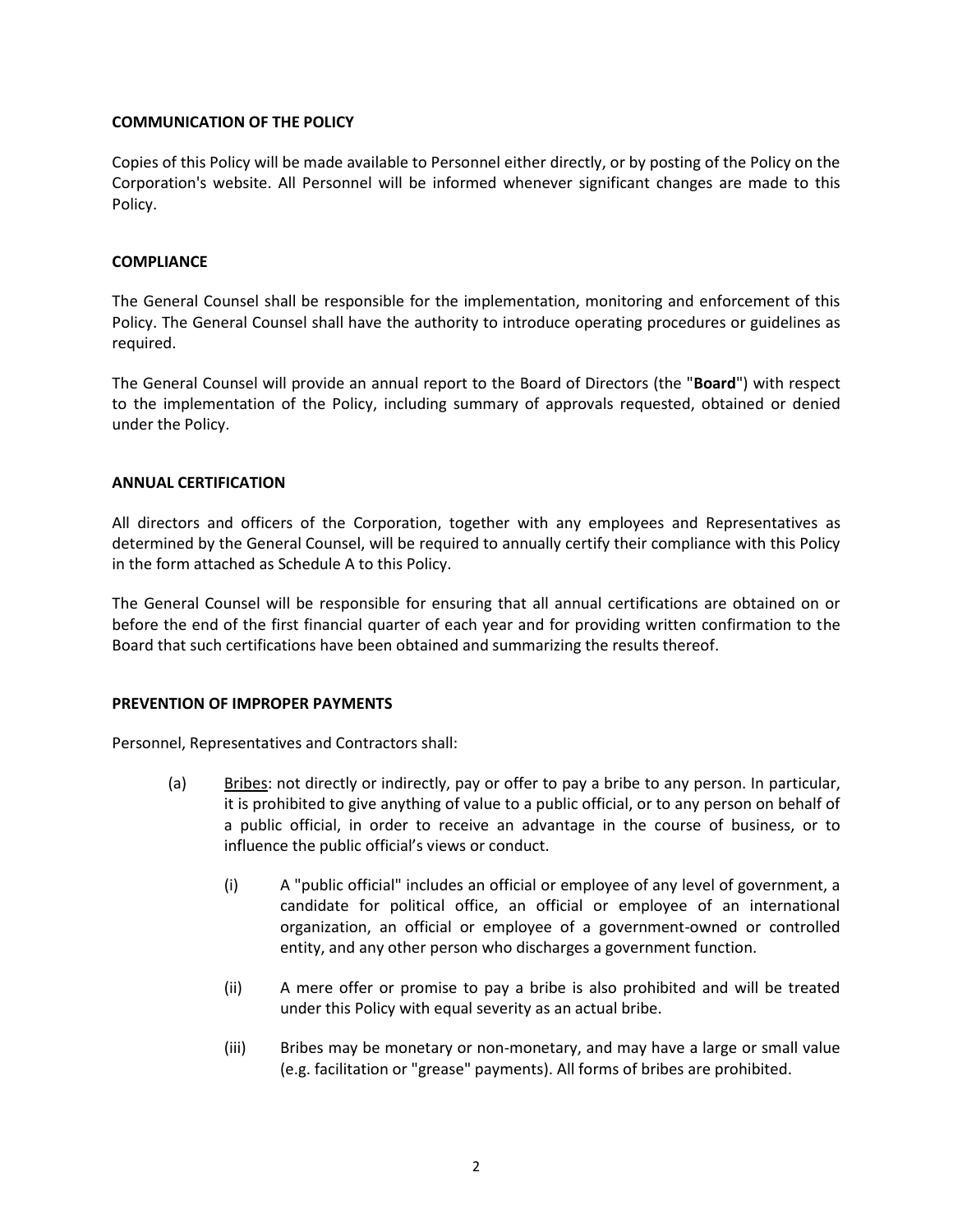## COMMUNICATION OF THE POLICY

Copies of this Policy will be made available to Personnel either directly, or by posting of the Policy on the Corporation's website. All Personnel will be informed whenever significant changes are made to this Policy.

## COMPLIANCE

The General Counsel shall be responsible for the implementation, monitoring and enforcement of this Policy. The General Counsel shall have the authority to introduce operating procedures or guidelines as required.

The General Counsel will provide an annual report to the Board of Directors (the "**Board**") with respect to the implementation of the Policy, including summary of approvals requested, obtained or denied under the Policy.

## ANNUAL CERTIFICATION

All directors and officers of the Corporation, together with any employees and Representatives as determined by the General Counsel, will be required to annually certify their compliance with this Policy in the form attached as Schedule A to this Policy.

The General Counsel will be responsible for ensuring that all annual certifications are obtained on or before the end of the first financial quarter of each year and for providing written confirmation to the Board that such certifications have been obtained and summarizing the results thereof.

## PREVENTION OF IMPROPER PAYMENTS

Personnel, Representatives and Contractors shall:

(a) Bribes: not directly or indirectly, pay or offer to pay a bribe to any person. In particular, it is prohibited to give anything of value to a public official, or to any person on behalf of a public official, in order to receive an advantage in the course of business, or to influence the public official's views or conduct.

   (i) A "public official" includes an official or employee of any level of government, a candidate for political office, an official or employee of an international organization, an official or employee of a government-owned or controlled entity, and any other person who discharges a government function.

   (ii) A mere offer or promise to pay a bribe is also prohibited and will be treated under this Policy with equal severity as an actual bribe.

   (iii) Bribes may be monetary or non-monetary, and may have a large or small value (e.g. facilitation or "grease" payments). All forms of bribes are prohibited.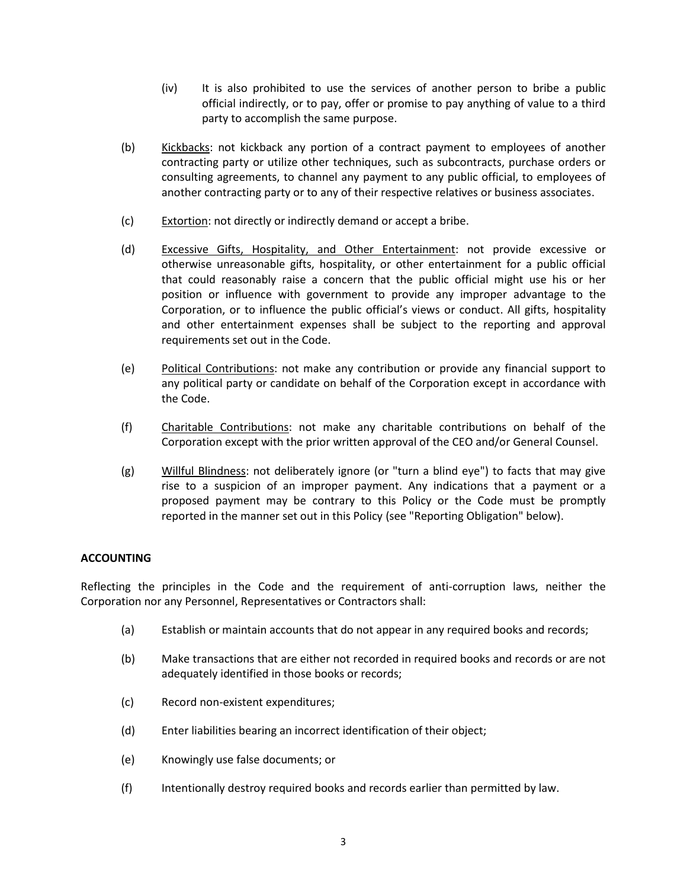(iv) It is also prohibited to use the services of another person to bribe a public official indirectly, or to pay, offer or promise to pay anything of value to a third party to accomplish the same purpose.

(b) Kickbacks: not kickback any portion of a contract payment to employees of another contracting party or utilize other techniques, such as subcontracts, purchase orders or consulting agreements, to channel any payment to any public official, to employees of another contracting party or to any of their respective relatives or business associates.

(c) Extortion: not directly or indirectly demand or accept a bribe.

(d) Excessive Gifts, Hospitality, and Other Entertainment: not provide excessive or otherwise unreasonable gifts, hospitality, or other entertainment for a public official that could reasonably raise a concern that the public official might use his or her position or influence with government to provide any improper advantage to the Corporation, or to influence the public official's views or conduct. All gifts, hospitality and other entertainment expenses shall be subject to the reporting and approval requirements set out in the Code.

(e) Political Contributions: not make any contribution or provide any financial support to any political party or candidate on behalf of the Corporation except in accordance with the Code.

(f) Charitable Contributions: not make any charitable contributions on behalf of the Corporation except with the prior written approval of the CEO and/or General Counsel.

(g) Willful Blindness: not deliberately ignore (or "turn a blind eye") to facts that may give rise to a suspicion of an improper payment. Any indications that a payment or a proposed payment may be contrary to this Policy or the Code must be promptly reported in the manner set out in this Policy (see "Reporting Obligation" below).

**ACCOUNTING**

Reflecting the principles in the Code and the requirement of anti-corruption laws, neither the Corporation nor any Personnel, Representatives or Contractors shall:

(a) Establish or maintain accounts that do not appear in any required books and records;

(b) Make transactions that are either not recorded in required books and records or are not adequately identified in those books or records;

(c) Record non-existent expenditures;

(d) Enter liabilities bearing an incorrect identification of their object;

(e) Knowingly use false documents; or

(f) Intentionally destroy required books and records earlier than permitted by law.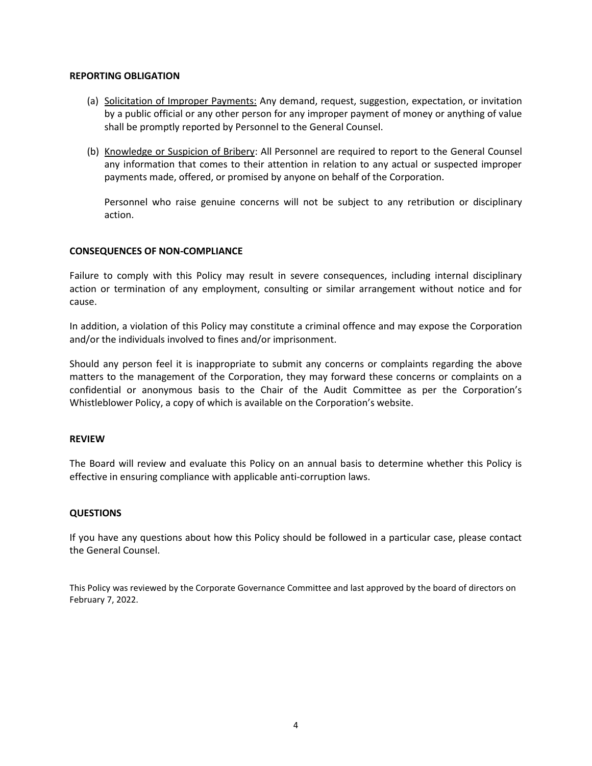## REPORTING OBLIGATION

(a) Solicitation of Improper Payments: Any demand, request, suggestion, expectation, or invitation by a public official or any other person for any improper payment of money or anything of value shall be promptly reported by Personnel to the General Counsel.

(b) Knowledge or Suspicion of Bribery: All Personnel are required to report to the General Counsel any information that comes to their attention in relation to any actual or suspected improper payments made, offered, or promised by anyone on behalf of the Corporation.

    Personnel who raise genuine concerns will not be subject to any retribution or disciplinary action.

## CONSEQUENCES OF NON-COMPLIANCE

Failure to comply with this Policy may result in severe consequences, including internal disciplinary action or termination of any employment, consulting or similar arrangement without notice and for cause.

In addition, a violation of this Policy may constitute a criminal offence and may expose the Corporation and/or the individuals involved to fines and/or imprisonment.

Should any person feel it is inappropriate to submit any concerns or complaints regarding the above matters to the management of the Corporation, they may forward these concerns or complaints on a confidential or anonymous basis to the Chair of the Audit Committee as per the Corporation's Whistleblower Policy, a copy of which is available on the Corporation's website.

## REVIEW

The Board will review and evaluate this Policy on an annual basis to determine whether this Policy is effective in ensuring compliance with applicable anti-corruption laws.

## QUESTIONS

If you have any questions about how this Policy should be followed in a particular case, please contact the General Counsel.

This Policy was reviewed by the Corporate Governance Committee and last approved by the board of directors on February 7, 2022.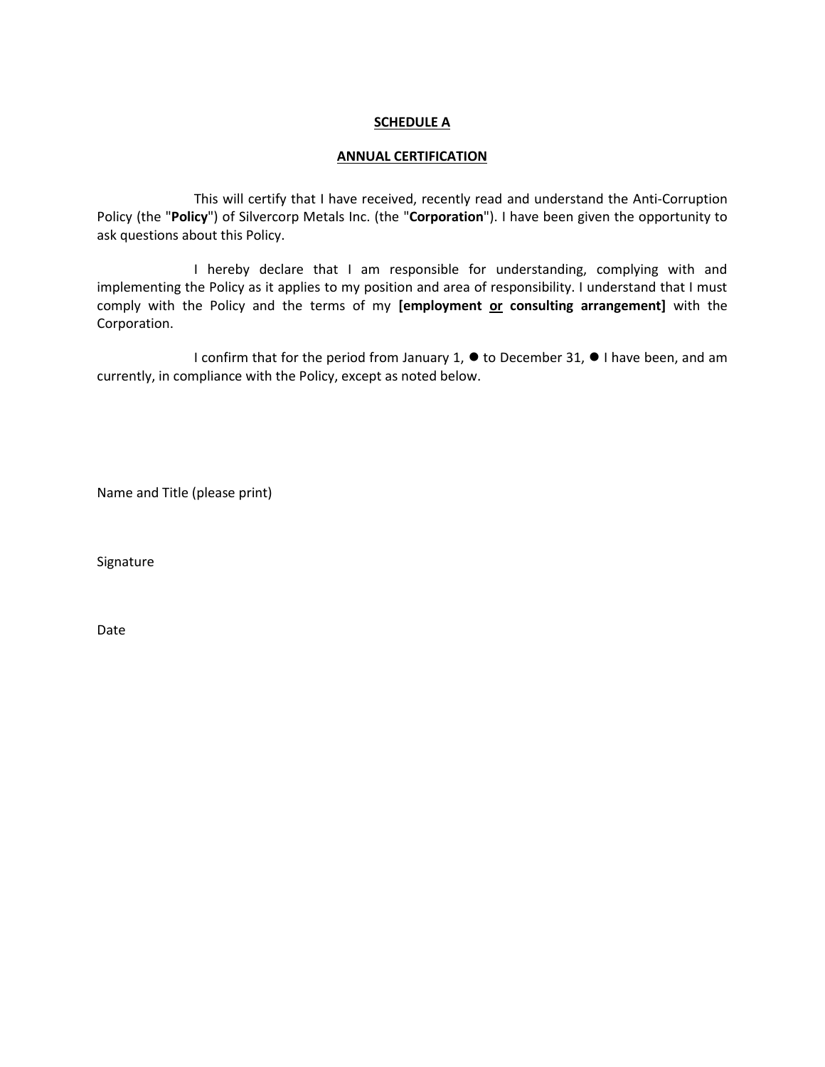**SCHEDULE A**

**ANNUAL CERTIFICATION**

This will certify that I have received, recently read and understand the Anti-Corruption Policy (the "**Policy**") of Silvercorp Metals Inc. (the "**Corporation**"). I have been given the opportunity to ask questions about this Policy.

I hereby declare that I am responsible for understanding, complying with and implementing the Policy as it applies to my position and area of responsibility. I understand that I must comply with the Policy and the terms of my **[employment or consulting arrangement]** with the Corporation.

I confirm that for the period from January 1, ● to December 31, ● I have been, and am currently, in compliance with the Policy, except as noted below.

Name and Title (please print)

Signature

Date